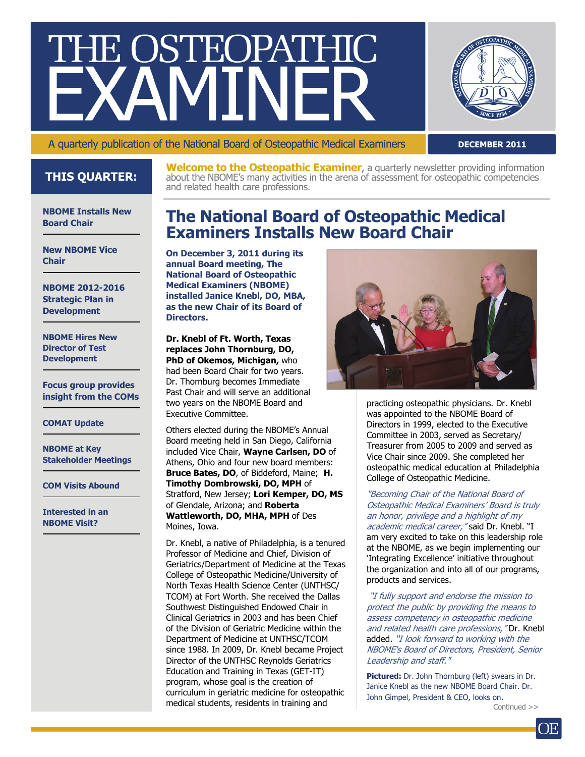# THE OSTEOPATHIC EXAMINER

A quarterly publication of the National Board of Osteopathic Medical Examiners

**DECEMBER 2011**

## THIS QUARTER:

- NBOME Installs New Board Chair
- New NBOME Vice Chair
- NBOME 2012-2016 Strategic Plan in Development
- NBOME Hires New Director of Test Development
- Focus group provides insight from the COMs
- COMAT Update
- NBOME at Key Stakeholder Meetings
- COM Visits Abound
- Interested in an NBOME Visit?

**Welcome to the Osteopathic Examiner**, a quarterly newsletter providing information about the NBOME's many activities in the arena of assessment for osteopathic competencies and related health care professions.

# The National Board of Osteopathic Medical Examiners Installs New Board Chair

**On December 3, 2011 during its annual Board meeting, The National Board of Osteopathic Medical Examiners (NBOME) installed Janice Knebl, DO, MBA, as the new Chair of its Board of Directors.**

**Dr. Knebl of Ft. Worth, Texas replaces John Thornburg, DO, PhD of Okemos, Michigan,** who had been Board Chair for two years. Dr. Thornburg becomes Immediate Past Chair and will serve an additional two years on the NBOME Board and Executive Committee.

Others elected during the NBOME's Annual Board meeting held in San Diego, California included Vice Chair, **Wayne Carlsen, DO** of Athens, Ohio and four new board members: **Bruce Bates, DO**, of Biddeford, Maine; **H. Timothy Dombrowski, DO, MPH** of Stratford, New Jersey; **Lori Kemper, DO, MS** of Glendale, Arizona; and **Roberta Wattleworth, DO, MHA, MPH** of Des Moines, Iowa.

Dr. Knebl, a native of Philadelphia, is a tenured Professor of Medicine and Chief, Division of Geriatrics/Department of Medicine at the Texas College of Osteopathic Medicine/University of North Texas Health Science Center (UNTHSC/TCOM) at Fort Worth. She received the Dallas Southwest Distinguished Endowed Chair in Clinical Geriatrics in 2003 and has been Chief of the Division of Geriatric Medicine within the Department of Medicine at UNTHSC/TCOM since 1988. In 2009, Dr. Knebl became Project Director of the UNTHSC Reynolds Geriatrics Education and Training in Texas (GET-IT) program, whose goal is the creation of curriculum in geriatric medicine for osteopathic medical students, residents in training and practicing osteopathic physicians. Dr. Knebl was appointed to the NBOME Board of Directors in 1999, elected to the Executive Committee in 2003, served as Secretary/Treasurer from 2005 to 2009 and served as Vice Chair since 2009. She completed her osteopathic medical education at Philadelphia College of Osteopathic Medicine.

*"Becoming Chair of the National Board of Osteopathic Medical Examiners' Board is truly an honor, privilege and a highlight of my academic medical career,"* said Dr. Knebl. "I am very excited to take on this leadership role at the NBOME, as we begin implementing our 'Integrating Excellence' initiative throughout the organization and into all of our programs, products and services.

*"I fully support and endorse the mission to protect the public by providing the means to assess competency in osteopathic medicine and related health care professions,"* Dr. Knebl added. *"I look forward to working with the NBOME's Board of Directors, President, Senior Leadership and staff."*

**Pictured:** Dr. John Thornburg (left) swears in Dr. Janice Knebl as the new NBOME Board Chair. Dr. John Gimpel, President & CEO, looks on.

Continued >>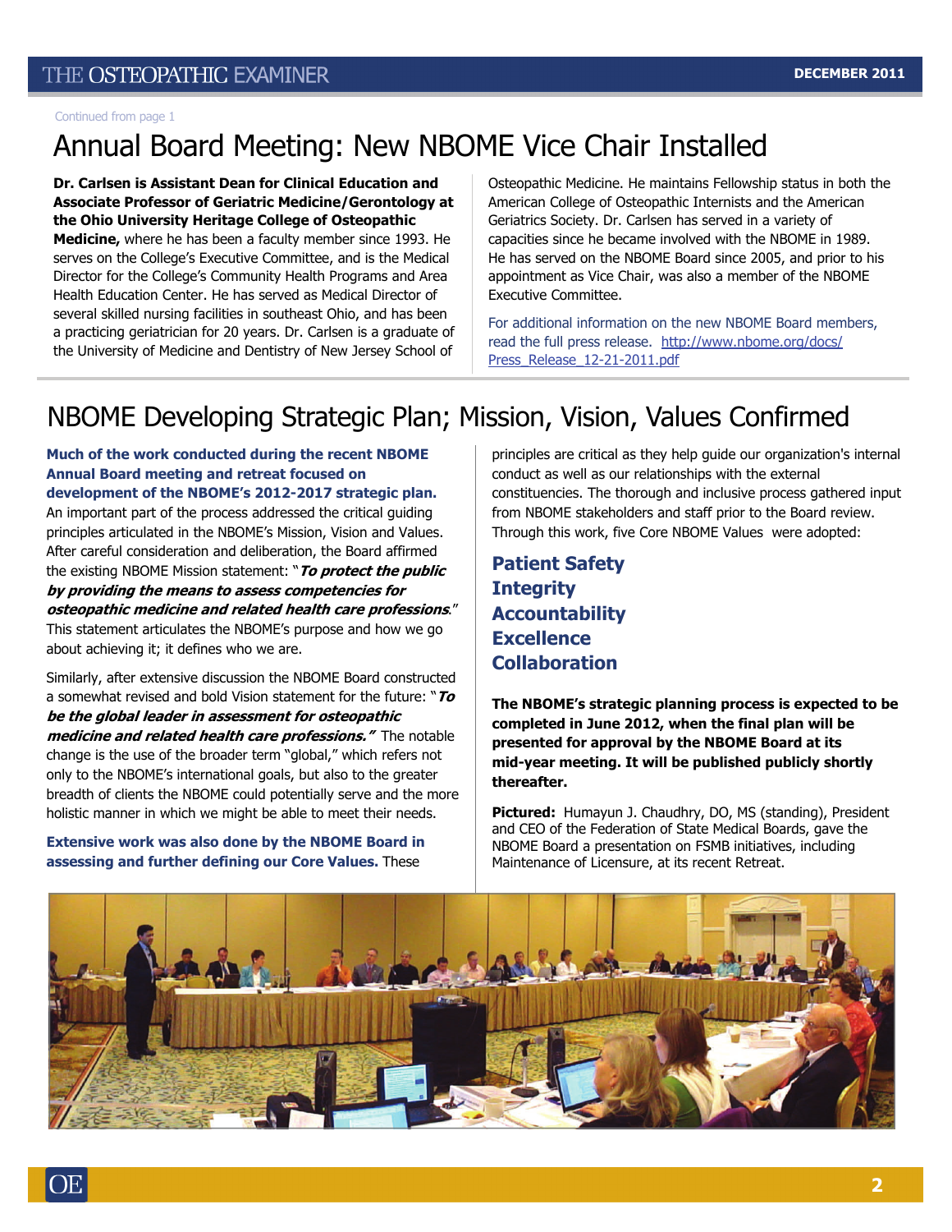Continued from page 1

# Annual Board Meeting: New NBOME Vice Chair Installed

**Dr. Carlsen is Assistant Dean for Clinical Education and Associate Professor of Geriatric Medicine/Gerontology at the Ohio University Heritage College of Osteopathic Medicine,** where he has been a faculty member since 1993. He serves on the College's Executive Committee, and is the Medical Director for the College's Community Health Programs and Area Health Education Center. He has served as Medical Director of several skilled nursing facilities in southeast Ohio, and has been a practicing geriatrician for 20 years. Dr. Carlsen is a graduate of the University of Medicine and Dentistry of New Jersey School of Osteopathic Medicine. He maintains Fellowship status in both the American College of Osteopathic Internists and the American Geriatrics Society. Dr. Carlsen has served in a variety of capacities since he became involved with the NBOME in 1989. He has served on the NBOME Board since 2005, and prior to his appointment as Vice Chair, was also a member of the NBOME Executive Committee.

For additional information on the new NBOME Board members, read the full press release. http://www.nbome.org/docs/Press_Release_12-21-2011.pdf

# NBOME Developing Strategic Plan; Mission, Vision, Values Confirmed

**Much of the work conducted during the recent NBOME Annual Board meeting and retreat focused on development of the NBOME's 2012-2017 strategic plan.** An important part of the process addressed the critical guiding principles articulated in the NBOME's Mission, Vision and Values. After careful consideration and deliberation, the Board affirmed the existing NBOME Mission statement: "***To protect the public by providing the means to assess competencies for osteopathic medicine and related health care professions***." This statement articulates the NBOME's purpose and how we go about achieving it; it defines who we are.

Similarly, after extensive discussion the NBOME Board constructed a somewhat revised and bold Vision statement for the future: "***To be the global leader in assessment for osteopathic medicine and related health care professions.***" The notable change is the use of the broader term "global," which refers not only to the NBOME's international goals, but also to the greater breadth of clients the NBOME could potentially serve and the more holistic manner in which we might be able to meet their needs.

**Extensive work was also done by the NBOME Board in assessing and further defining our Core Values.** These principles are critical as they help guide our organization's internal conduct as well as our relationships with the external constituencies. The thorough and inclusive process gathered input from NBOME stakeholders and staff prior to the Board review. Through this work, five Core NBOME Values were adopted:

**Patient Safety**
**Integrity**
**Accountability**
**Excellence**
**Collaboration**

**The NBOME's strategic planning process is expected to be completed in June 2012, when the final plan will be presented for approval by the NBOME Board at its mid-year meeting. It will be published publicly shortly thereafter.**

**Pictured:** Humayun J. Chaudhry, DO, MS (standing), President and CEO of the Federation of State Medical Boards, gave the NBOME Board a presentation on FSMB initiatives, including Maintenance of Licensure, at its recent Retreat.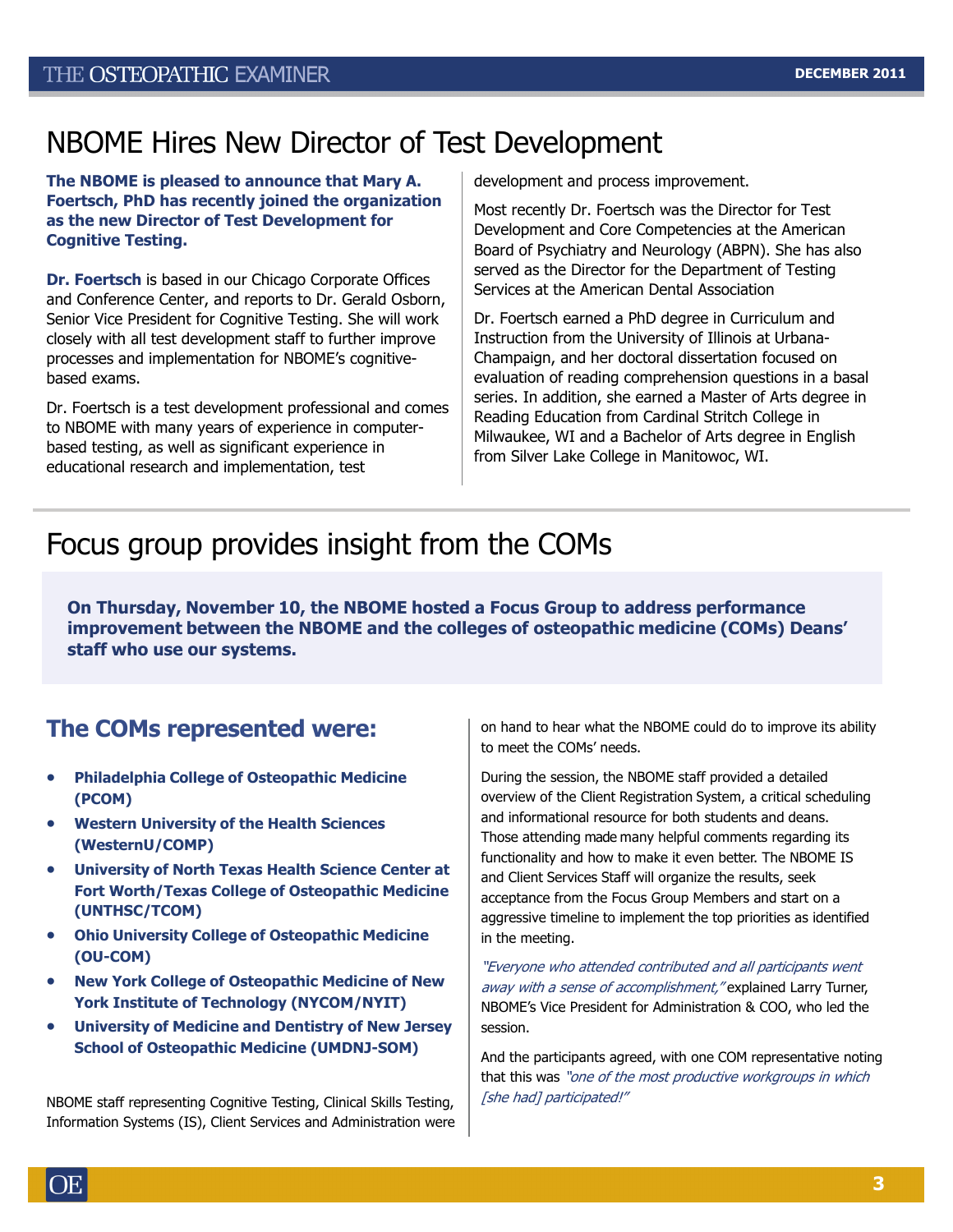# NBOME Hires New Director of Test Development

**The NBOME is pleased to announce that Mary A. Foertsch, PhD has recently joined the organization as the new Director of Test Development for Cognitive Testing.**

**Dr. Foertsch** is based in our Chicago Corporate Offices and Conference Center, and reports to Dr. Gerald Osborn, Senior Vice President for Cognitive Testing. She will work closely with all test development staff to further improve processes and implementation for NBOME's cognitive-based exams.

Dr. Foertsch is a test development professional and comes to NBOME with many years of experience in computer-based testing, as well as significant experience in educational research and implementation, test development and process improvement.

Most recently Dr. Foertsch was the Director for Test Development and Core Competencies at the American Board of Psychiatry and Neurology (ABPN). She has also served as the Director for the Department of Testing Services at the American Dental Association

Dr. Foertsch earned a PhD degree in Curriculum and Instruction from the University of Illinois at Urbana-Champaign, and her doctoral dissertation focused on evaluation of reading comprehension questions in a basal series. In addition, she earned a Master of Arts degree in Reading Education from Cardinal Stritch College in Milwaukee, WI and a Bachelor of Arts degree in English from Silver Lake College in Manitowoc, WI.

# Focus group provides insight from the COMs

**On Thursday, November 10, the NBOME hosted a Focus Group to address performance improvement between the NBOME and the colleges of osteopathic medicine (COMs) Deans' staff who use our systems.**

## The COMs represented were:

- **Philadelphia College of Osteopathic Medicine (PCOM)**
- **Western University of the Health Sciences (WesternU/COMP)**
- **University of North Texas Health Science Center at Fort Worth/Texas College of Osteopathic Medicine (UNTHSC/TCOM)**
- **Ohio University College of Osteopathic Medicine (OU-COM)**
- **New York College of Osteopathic Medicine of New York Institute of Technology (NYCOM/NYIT)**
- **University of Medicine and Dentistry of New Jersey School of Osteopathic Medicine (UMDNJ-SOM)**

NBOME staff representing Cognitive Testing, Clinical Skills Testing, Information Systems (IS), Client Services and Administration were on hand to hear what the NBOME could do to improve its ability to meet the COMs' needs.

During the session, the NBOME staff provided a detailed overview of the Client Registration System, a critical scheduling and informational resource for both students and deans. Those attending made many helpful comments regarding its functionality and how to make it even better. The NBOME IS and Client Services Staff will organize the results, seek acceptance from the Focus Group Members and start on a aggressive timeline to implement the top priorities as identified in the meeting.

*"Everyone who attended contributed and all participants went away with a sense of accomplishment,"* explained Larry Turner, NBOME's Vice President for Administration & COO, who led the session.

And the participants agreed, with one COM representative noting that this was *"one of the most productive workgroups in which [she had] participated!"*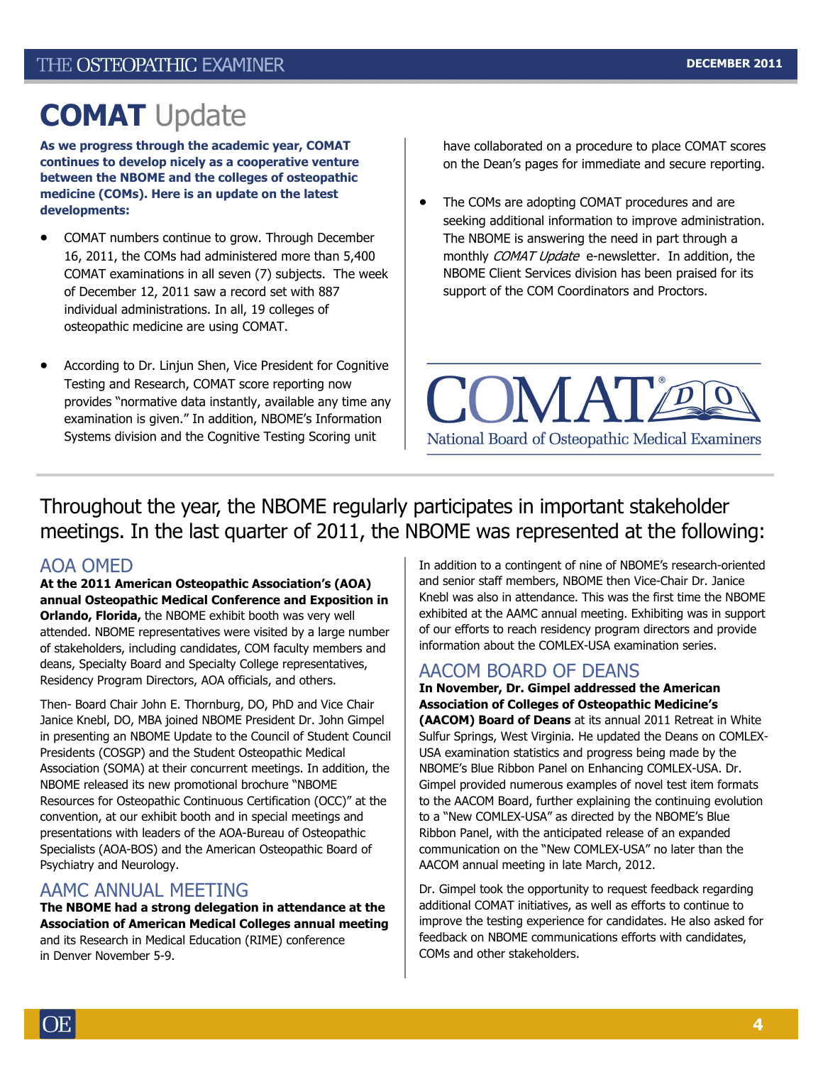# COMAT Update

**As we progress through the academic year, COMAT continues to develop nicely as a cooperative venture between the NBOME and the colleges of osteopathic medicine (COMs). Here is an update on the latest developments:**

- COMAT numbers continue to grow. Through December 16, 2011, the COMs had administered more than 5,400 COMAT examinations in all seven (7) subjects. The week of December 12, 2011 saw a record set with 887 individual administrations. In all, 19 colleges of osteopathic medicine are using COMAT.

- According to Dr. Linjun Shen, Vice President for Cognitive Testing and Research, COMAT score reporting now provides "normative data instantly, available any time any examination is given." In addition, NBOME's Information Systems division and the Cognitive Testing Scoring unit have collaborated on a procedure to place COMAT scores on the Dean's pages for immediate and secure reporting.

- The COMs are adopting COMAT procedures and are seeking additional information to improve administration. The NBOME is answering the need in part through a monthly *COMAT Update* e-newsletter. In addition, the NBOME Client Services division has been praised for its support of the COM Coordinators and Proctors.

COMAT® DO
National Board of Osteopathic Medical Examiners

## Throughout the year, the NBOME regularly participates in important stakeholder meetings. In the last quarter of 2011, the NBOME was represented at the following:

### AOA OMED

**At the 2011 American Osteopathic Association's (AOA) annual Osteopathic Medical Conference and Exposition in Orlando, Florida,** the NBOME exhibit booth was very well attended. NBOME representatives were visited by a large number of stakeholders, including candidates, COM faculty members and deans, Specialty Board and Specialty College representatives, Residency Program Directors, AOA officials, and others.

Then- Board Chair John E. Thornburg, DO, PhD and Vice Chair Janice Knebl, DO, MBA joined NBOME President Dr. John Gimpel in presenting an NBOME Update to the Council of Student Council Presidents (COSGP) and the Student Osteopathic Medical Association (SOMA) at their concurrent meetings. In addition, the NBOME released its new promotional brochure "NBOME Resources for Osteopathic Continuous Certification (OCC)" at the convention, at our exhibit booth and in special meetings and presentations with leaders of the AOA-Bureau of Osteopathic Specialists (AOA-BOS) and the American Osteopathic Board of Psychiatry and Neurology.

### AAMC ANNUAL MEETING

**The NBOME had a strong delegation in attendance at the Association of American Medical Colleges annual meeting** and its Research in Medical Education (RIME) conference in Denver November 5-9.

In addition to a contingent of nine of NBOME's research-oriented and senior staff members, NBOME then Vice-Chair Dr. Janice Knebl was also in attendance. This was the first time the NBOME exhibited at the AAMC annual meeting. Exhibiting was in support of our efforts to reach residency program directors and provide information about the COMLEX-USA examination series.

### AACOM BOARD OF DEANS

**In November, Dr. Gimpel addressed the American Association of Colleges of Osteopathic Medicine's (AACOM) Board of Deans** at its annual 2011 Retreat in White Sulfur Springs, West Virginia. He updated the Deans on COMLEX-USA examination statistics and progress being made by the NBOME's Blue Ribbon Panel on Enhancing COMLEX-USA. Dr. Gimpel provided numerous examples of novel test item formats to the AACOM Board, further explaining the continuing evolution to a "New COMLEX-USA" as directed by the NBOME's Blue Ribbon Panel, with the anticipated release of an expanded communication on the "New COMLEX-USA" no later than the AACOM annual meeting in late March, 2012.

Dr. Gimpel took the opportunity to request feedback regarding additional COMAT initiatives, as well as efforts to continue to improve the testing experience for candidates. He also asked for feedback on NBOME communications efforts with candidates, COMs and other stakeholders.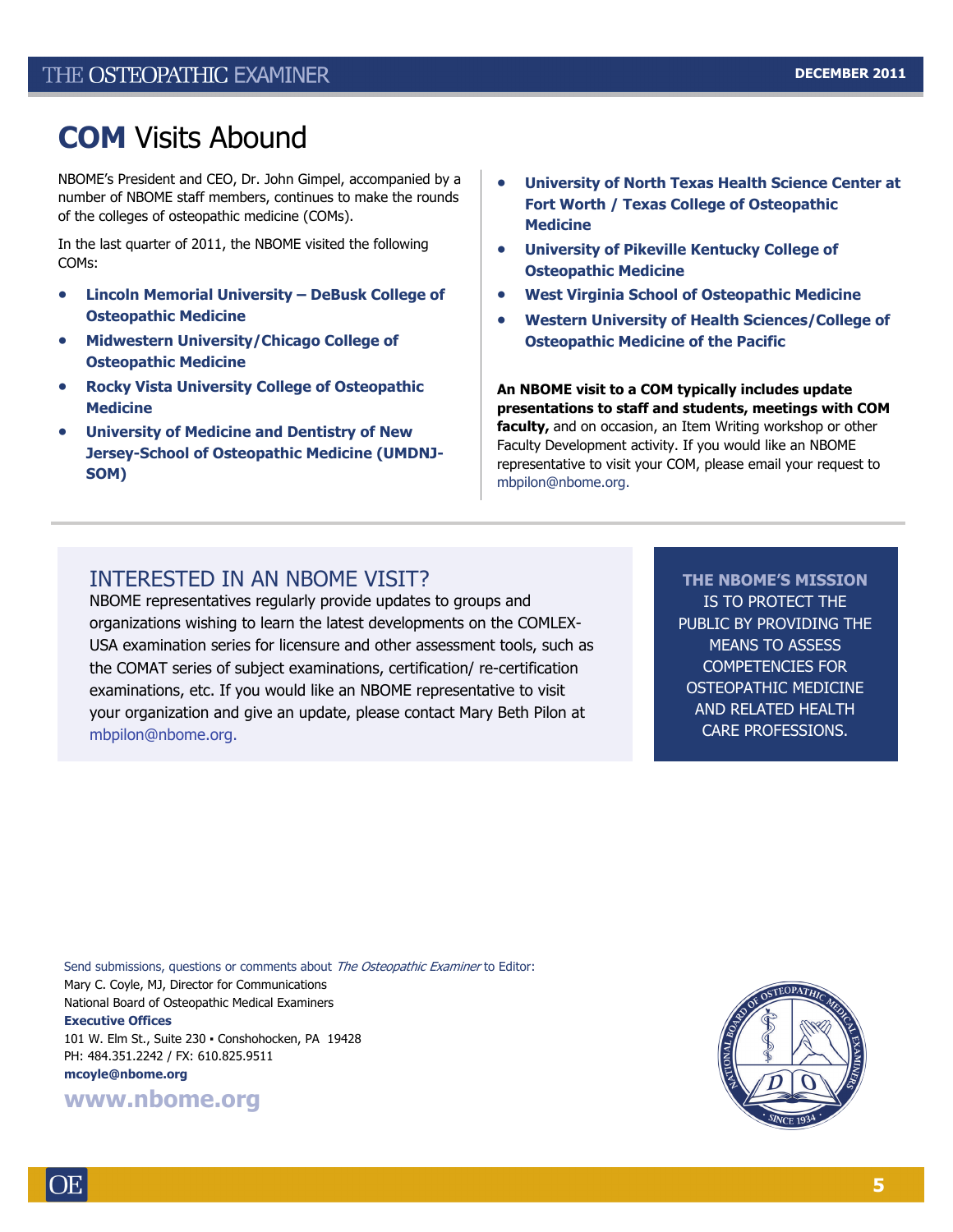# **COM** Visits Abound

NBOME's President and CEO, Dr. John Gimpel, accompanied by a number of NBOME staff members, continues to make the rounds of the colleges of osteopathic medicine (COMs).

In the last quarter of 2011, the NBOME visited the following COMs:

- **Lincoln Memorial University – DeBusk College of Osteopathic Medicine**
- **Midwestern University/Chicago College of Osteopathic Medicine**
- **Rocky Vista University College of Osteopathic Medicine**
- **University of Medicine and Dentistry of New Jersey-School of Osteopathic Medicine (UMDNJ-SOM)**
- **University of North Texas Health Science Center at Fort Worth / Texas College of Osteopathic Medicine**
- **University of Pikeville Kentucky College of Osteopathic Medicine**
- **West Virginia School of Osteopathic Medicine**
- **Western University of Health Sciences/College of Osteopathic Medicine of the Pacific**

**An NBOME visit to a COM typically includes update presentations to staff and students, meetings with COM faculty,** and on occasion, an Item Writing workshop or other Faculty Development activity. If you would like an NBOME representative to visit your COM, please email your request to mbpilon@nbome.org.

## INTERESTED IN AN NBOME VISIT?

NBOME representatives regularly provide updates to groups and organizations wishing to learn the latest developments on the COMLEX-USA examination series for licensure and other assessment tools, such as the COMAT series of subject examinations, certification/ re-certification examinations, etc. If you would like an NBOME representative to visit your organization and give an update, please contact Mary Beth Pilon at mbpilon@nbome.org.

**THE NBOME'S MISSION** IS TO PROTECT THE PUBLIC BY PROVIDING THE MEANS TO ASSESS COMPETENCIES FOR OSTEOPATHIC MEDICINE AND RELATED HEALTH CARE PROFESSIONS.

Send submissions, questions or comments about *The Osteopathic Examiner* to Editor:
Mary C. Coyle, MJ, Director for Communications
National Board of Osteopathic Medical Examiners
**Executive Offices**
101 W. Elm St., Suite 230 ▪ Conshohocken, PA 19428
PH: 484.351.2242 / FX: 610.825.9511
**mcoyle@nbome.org**

**www.nbome.org**